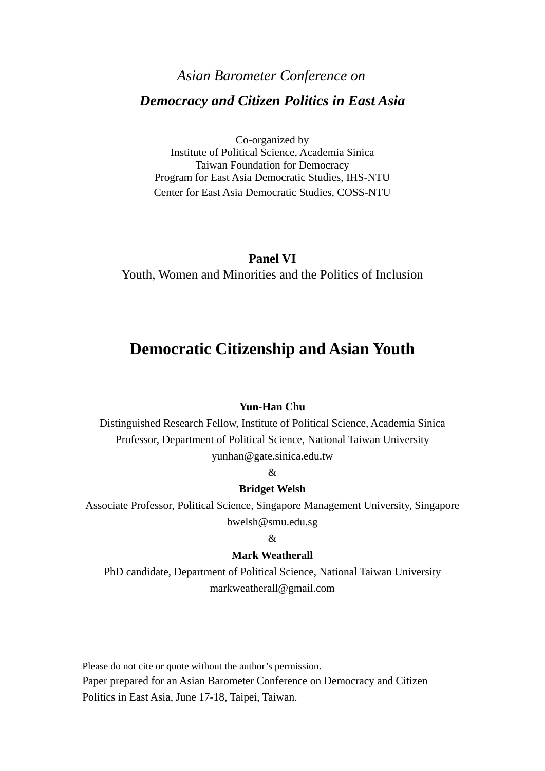*Asian Barometer Conference on*

***Democracy and Citizen Politics in East Asia***

Co-organized by
Institute of Political Science, Academia Sinica
Taiwan Foundation for Democracy
Program for East Asia Democratic Studies, IHS-NTU
Center for East Asia Democratic Studies, COSS-NTU

**Panel VI**

Youth, Women and Minorities and the Politics of Inclusion

# Democratic Citizenship and Asian Youth

**Yun-Han Chu**

Distinguished Research Fellow, Institute of Political Science, Academia Sinica
Professor, Department of Political Science, National Taiwan University
yunhan@gate.sinica.edu.tw

&

**Bridget Welsh**

Associate Professor, Political Science, Singapore Management University, Singapore
bwelsh@smu.edu.sg

&

**Mark Weatherall**

PhD candidate, Department of Political Science, National Taiwan University
markweatherall@gmail.com

---

Please do not cite or quote without the author's permission.

Paper prepared for an Asian Barometer Conference on Democracy and Citizen Politics in East Asia, June 17-18, Taipei, Taiwan.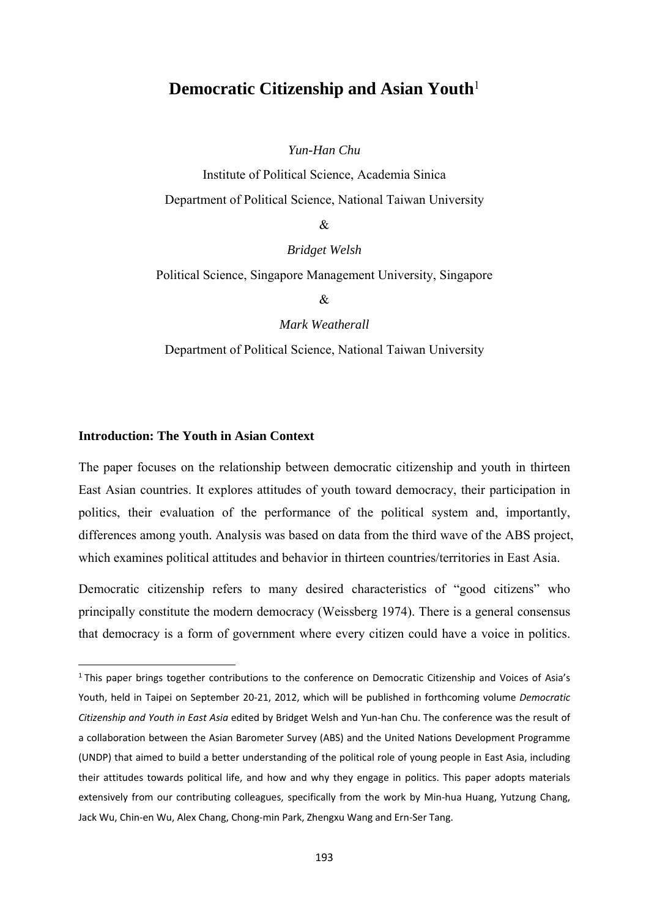# Democratic Citizenship and Asian Youth[1]

*Yun-Han Chu*

Institute of Political Science, Academia Sinica

Department of Political Science, National Taiwan University

&

*Bridget Welsh*

Political Science, Singapore Management University, Singapore

&

*Mark Weatherall*

Department of Political Science, National Taiwan University

## Introduction: The Youth in Asian Context

The paper focuses on the relationship between democratic citizenship and youth in thirteen East Asian countries. It explores attitudes of youth toward democracy, their participation in politics, their evaluation of the performance of the political system and, importantly, differences among youth. Analysis was based on data from the third wave of the ABS project, which examines political attitudes and behavior in thirteen countries/territories in East Asia.

Democratic citizenship refers to many desired characteristics of "good citizens" who principally constitute the modern democracy (Weissberg 1974). There is a general consensus that democracy is a form of government where every citizen could have a voice in politics.

---

[1] This paper brings together contributions to the conference on Democratic Citizenship and Voices of Asia's Youth, held in Taipei on September 20-21, 2012, which will be published in forthcoming volume *Democratic Citizenship and Youth in East Asia* edited by Bridget Welsh and Yun-han Chu. The conference was the result of a collaboration between the Asian Barometer Survey (ABS) and the United Nations Development Programme (UNDP) that aimed to build a better understanding of the political role of young people in East Asia, including their attitudes towards political life, and how and why they engage in politics. This paper adopts materials extensively from our contributing colleagues, specifically from the work by Min-hua Huang, Yutzung Chang, Jack Wu, Chin-en Wu, Alex Chang, Chong-min Park, Zhengxu Wang and Ern-Ser Tang.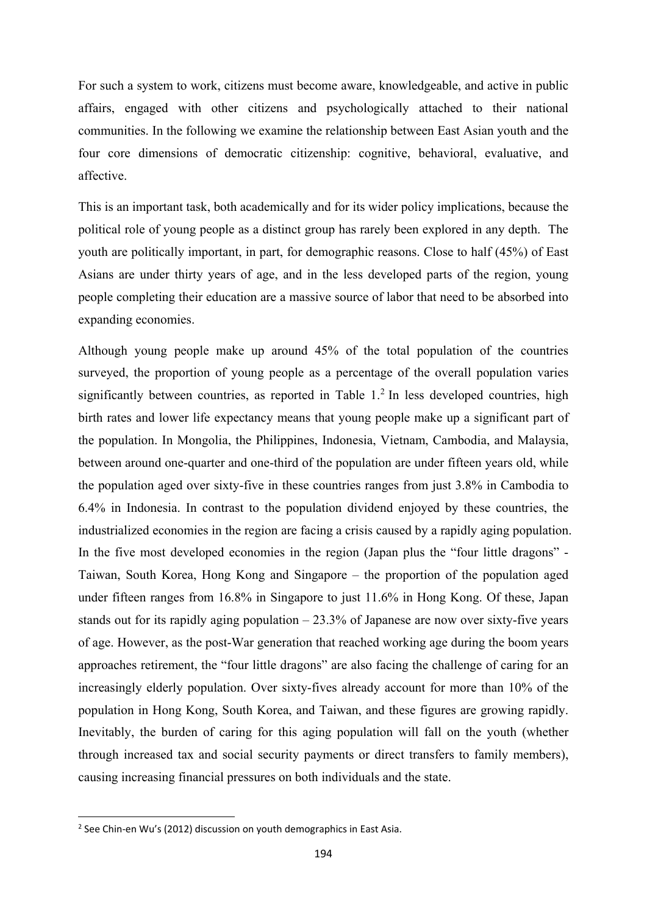For such a system to work, citizens must become aware, knowledgeable, and active in public affairs, engaged with other citizens and psychologically attached to their national communities. In the following we examine the relationship between East Asian youth and the four core dimensions of democratic citizenship: cognitive, behavioral, evaluative, and affective.

This is an important task, both academically and for its wider policy implications, because the political role of young people as a distinct group has rarely been explored in any depth. The youth are politically important, in part, for demographic reasons. Close to half (45%) of East Asians are under thirty years of age, and in the less developed parts of the region, young people completing their education are a massive source of labor that need to be absorbed into expanding economies.

Although young people make up around 45% of the total population of the countries surveyed, the proportion of young people as a percentage of the overall population varies significantly between countries, as reported in Table 1.[2] In less developed countries, high birth rates and lower life expectancy means that young people make up a significant part of the population. In Mongolia, the Philippines, Indonesia, Vietnam, Cambodia, and Malaysia, between around one-quarter and one-third of the population are under fifteen years old, while the population aged over sixty-five in these countries ranges from just 3.8% in Cambodia to 6.4% in Indonesia. In contrast to the population dividend enjoyed by these countries, the industrialized economies in the region are facing a crisis caused by a rapidly aging population. In the five most developed economies in the region (Japan plus the "four little dragons" - Taiwan, South Korea, Hong Kong and Singapore – the proportion of the population aged under fifteen ranges from 16.8% in Singapore to just 11.6% in Hong Kong. Of these, Japan stands out for its rapidly aging population – 23.3% of Japanese are now over sixty-five years of age. However, as the post-War generation that reached working age during the boom years approaches retirement, the "four little dragons" are also facing the challenge of caring for an increasingly elderly population. Over sixty-fives already account for more than 10% of the population in Hong Kong, South Korea, and Taiwan, and these figures are growing rapidly. Inevitably, the burden of caring for this aging population will fall on the youth (whether through increased tax and social security payments or direct transfers to family members), causing increasing financial pressures on both individuals and the state.

[2] See Chin-en Wu's (2012) discussion on youth demographics in East Asia.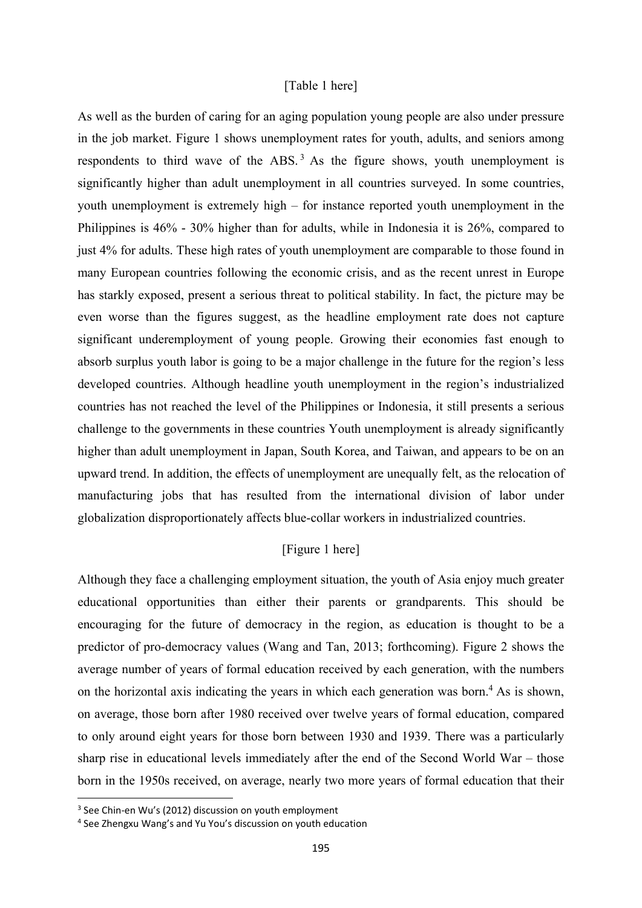[Table 1 here]

As well as the burden of caring for an aging population young people are also under pressure in the job market. Figure 1 shows unemployment rates for youth, adults, and seniors among respondents to third wave of the ABS.[3] As the figure shows, youth unemployment is significantly higher than adult unemployment in all countries surveyed. In some countries, youth unemployment is extremely high – for instance reported youth unemployment in the Philippines is 46% - 30% higher than for adults, while in Indonesia it is 26%, compared to just 4% for adults. These high rates of youth unemployment are comparable to those found in many European countries following the economic crisis, and as the recent unrest in Europe has starkly exposed, present a serious threat to political stability. In fact, the picture may be even worse than the figures suggest, as the headline employment rate does not capture significant underemployment of young people. Growing their economies fast enough to absorb surplus youth labor is going to be a major challenge in the future for the region's less developed countries. Although headline youth unemployment in the region's industrialized countries has not reached the level of the Philippines or Indonesia, it still presents a serious challenge to the governments in these countries Youth unemployment is already significantly higher than adult unemployment in Japan, South Korea, and Taiwan, and appears to be on an upward trend. In addition, the effects of unemployment are unequally felt, as the relocation of manufacturing jobs that has resulted from the international division of labor under globalization disproportionately affects blue-collar workers in industrialized countries.

[Figure 1 here]

Although they face a challenging employment situation, the youth of Asia enjoy much greater educational opportunities than either their parents or grandparents. This should be encouraging for the future of democracy in the region, as education is thought to be a predictor of pro-democracy values (Wang and Tan, 2013; forthcoming). Figure 2 shows the average number of years of formal education received by each generation, with the numbers on the horizontal axis indicating the years in which each generation was born.[4] As is shown, on average, those born after 1980 received over twelve years of formal education, compared to only around eight years for those born between 1930 and 1939. There was a particularly sharp rise in educational levels immediately after the end of the Second World War – those born in the 1950s received, on average, nearly two more years of formal education that their

---

[3] See Chin-en Wu's (2012) discussion on youth employment

[4] See Zhengxu Wang's and Yu You's discussion on youth education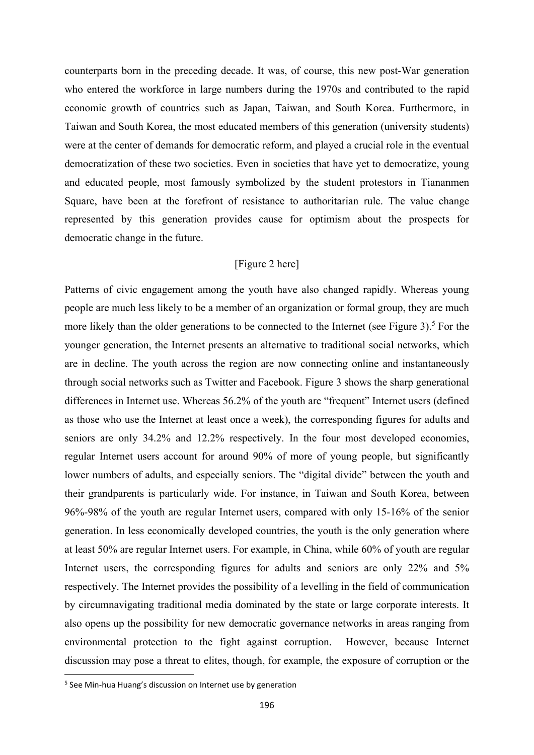counterparts born in the preceding decade. It was, of course, this new post-War generation who entered the workforce in large numbers during the 1970s and contributed to the rapid economic growth of countries such as Japan, Taiwan, and South Korea. Furthermore, in Taiwan and South Korea, the most educated members of this generation (university students) were at the center of demands for democratic reform, and played a crucial role in the eventual democratization of these two societies. Even in societies that have yet to democratize, young and educated people, most famously symbolized by the student protestors in Tiananmen Square, have been at the forefront of resistance to authoritarian rule. The value change represented by this generation provides cause for optimism about the prospects for democratic change in the future.

[Figure 2 here]

Patterns of civic engagement among the youth have also changed rapidly. Whereas young people are much less likely to be a member of an organization or formal group, they are much more likely than the older generations to be connected to the Internet (see Figure 3).[5] For the younger generation, the Internet presents an alternative to traditional social networks, which are in decline. The youth across the region are now connecting online and instantaneously through social networks such as Twitter and Facebook. Figure 3 shows the sharp generational differences in Internet use. Whereas 56.2% of the youth are "frequent" Internet users (defined as those who use the Internet at least once a week), the corresponding figures for adults and seniors are only 34.2% and 12.2% respectively. In the four most developed economies, regular Internet users account for around 90% of more of young people, but significantly lower numbers of adults, and especially seniors. The "digital divide" between the youth and their grandparents is particularly wide. For instance, in Taiwan and South Korea, between 96%-98% of the youth are regular Internet users, compared with only 15-16% of the senior generation. In less economically developed countries, the youth is the only generation where at least 50% are regular Internet users. For example, in China, while 60% of youth are regular Internet users, the corresponding figures for adults and seniors are only 22% and 5% respectively. The Internet provides the possibility of a levelling in the field of communication by circumnavigating traditional media dominated by the state or large corporate interests. It also opens up the possibility for new democratic governance networks in areas ranging from environmental protection to the fight against corruption. However, because Internet discussion may pose a threat to elites, though, for example, the exposure of corruption or the

[5] See Min-hua Huang's discussion on Internet use by generation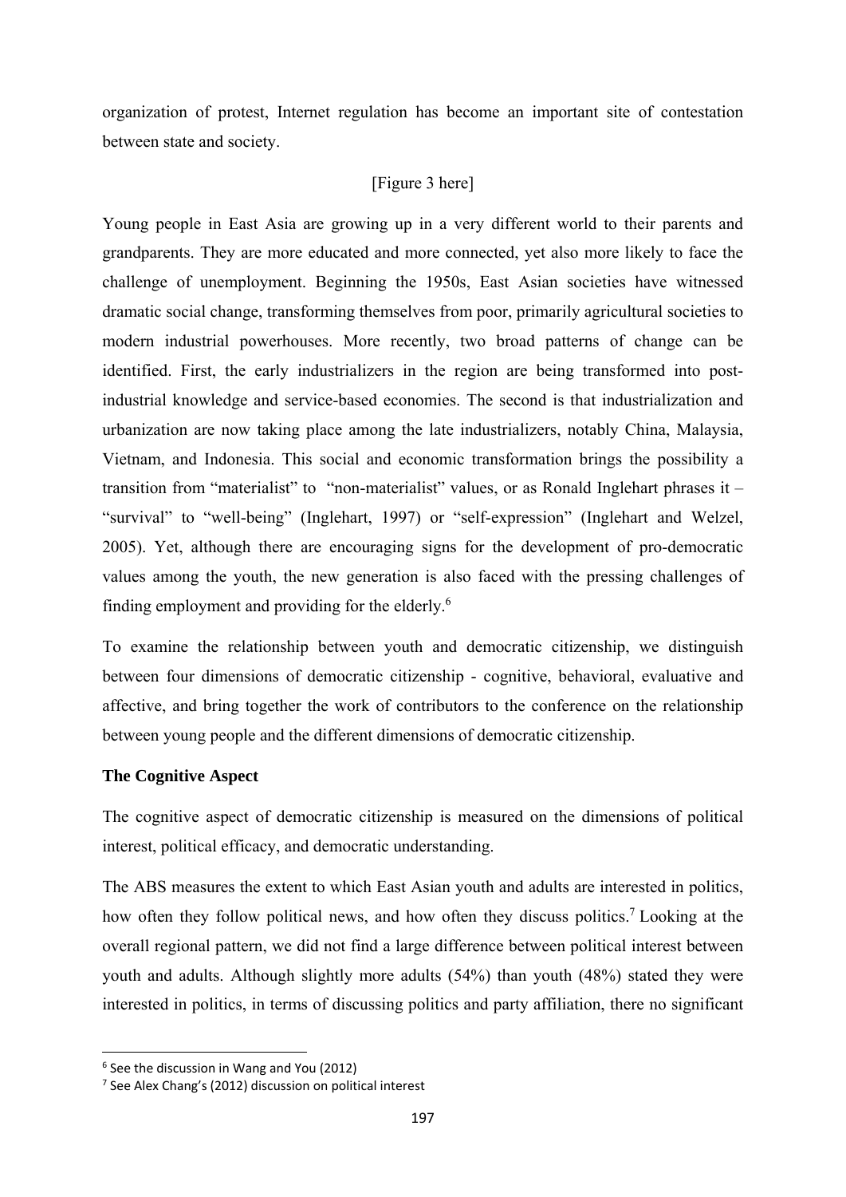organization of protest, Internet regulation has become an important site of contestation between state and society.

[Figure 3 here]

Young people in East Asia are growing up in a very different world to their parents and grandparents. They are more educated and more connected, yet also more likely to face the challenge of unemployment. Beginning the 1950s, East Asian societies have witnessed dramatic social change, transforming themselves from poor, primarily agricultural societies to modern industrial powerhouses. More recently, two broad patterns of change can be identified. First, the early industrializers in the region are being transformed into post-industrial knowledge and service-based economies. The second is that industrialization and urbanization are now taking place among the late industrializers, notably China, Malaysia, Vietnam, and Indonesia. This social and economic transformation brings the possibility a transition from "materialist" to "non-materialist" values, or as Ronald Inglehart phrases it – "survival" to "well-being" (Inglehart, 1997) or "self-expression" (Inglehart and Welzel, 2005). Yet, although there are encouraging signs for the development of pro-democratic values among the youth, the new generation is also faced with the pressing challenges of finding employment and providing for the elderly.[6]

To examine the relationship between youth and democratic citizenship, we distinguish between four dimensions of democratic citizenship - cognitive, behavioral, evaluative and affective, and bring together the work of contributors to the conference on the relationship between young people and the different dimensions of democratic citizenship.

**The Cognitive Aspect**

The cognitive aspect of democratic citizenship is measured on the dimensions of political interest, political efficacy, and democratic understanding.

The ABS measures the extent to which East Asian youth and adults are interested in politics, how often they follow political news, and how often they discuss politics.[7] Looking at the overall regional pattern, we did not find a large difference between political interest between youth and adults. Although slightly more adults (54%) than youth (48%) stated they were interested in politics, in terms of discussing politics and party affiliation, there no significant

[6] See the discussion in Wang and You (2012)

[7] See Alex Chang's (2012) discussion on political interest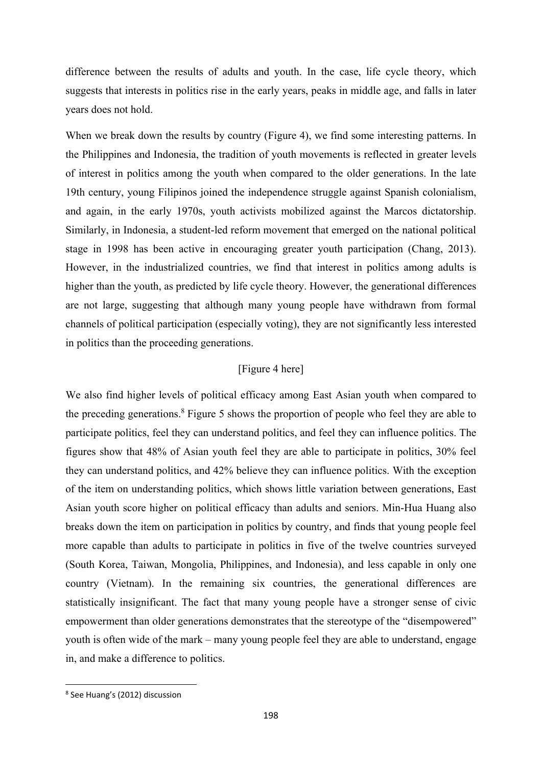difference between the results of adults and youth. In the case, life cycle theory, which suggests that interests in politics rise in the early years, peaks in middle age, and falls in later years does not hold.

When we break down the results by country (Figure 4), we find some interesting patterns. In the Philippines and Indonesia, the tradition of youth movements is reflected in greater levels of interest in politics among the youth when compared to the older generations. In the late 19th century, young Filipinos joined the independence struggle against Spanish colonialism, and again, in the early 1970s, youth activists mobilized against the Marcos dictatorship. Similarly, in Indonesia, a student-led reform movement that emerged on the national political stage in 1998 has been active in encouraging greater youth participation (Chang, 2013). However, in the industrialized countries, we find that interest in politics among adults is higher than the youth, as predicted by life cycle theory. However, the generational differences are not large, suggesting that although many young people have withdrawn from formal channels of political participation (especially voting), they are not significantly less interested in politics than the proceeding generations.

[Figure 4 here]

We also find higher levels of political efficacy among East Asian youth when compared to the preceding generations.[8] Figure 5 shows the proportion of people who feel they are able to participate politics, feel they can understand politics, and feel they can influence politics. The figures show that 48% of Asian youth feel they are able to participate in politics, 30% feel they can understand politics, and 42% believe they can influence politics. With the exception of the item on understanding politics, which shows little variation between generations, East Asian youth score higher on political efficacy than adults and seniors. Min-Hua Huang also breaks down the item on participation in politics by country, and finds that young people feel more capable than adults to participate in politics in five of the twelve countries surveyed (South Korea, Taiwan, Mongolia, Philippines, and Indonesia), and less capable in only one country (Vietnam). In the remaining six countries, the generational differences are statistically insignificant. The fact that many young people have a stronger sense of civic empowerment than older generations demonstrates that the stereotype of the "disempowered" youth is often wide of the mark – many young people feel they are able to understand, engage in, and make a difference to politics.

---

[8] See Huang's (2012) discussion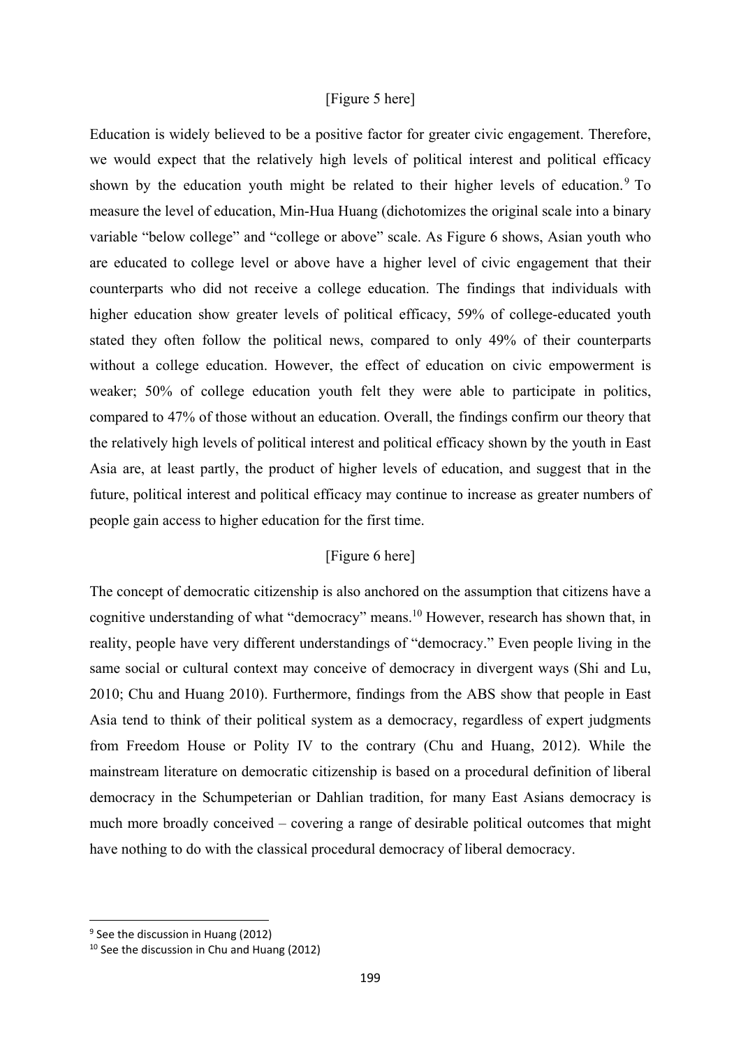[Figure 5 here]

Education is widely believed to be a positive factor for greater civic engagement. Therefore, we would expect that the relatively high levels of political interest and political efficacy shown by the education youth might be related to their higher levels of education.[9] To measure the level of education, Min-Hua Huang (dichotomizes the original scale into a binary variable "below college" and "college or above" scale. As Figure 6 shows, Asian youth who are educated to college level or above have a higher level of civic engagement that their counterparts who did not receive a college education. The findings that individuals with higher education show greater levels of political efficacy, 59% of college-educated youth stated they often follow the political news, compared to only 49% of their counterparts without a college education. However, the effect of education on civic empowerment is weaker; 50% of college education youth felt they were able to participate in politics, compared to 47% of those without an education. Overall, the findings confirm our theory that the relatively high levels of political interest and political efficacy shown by the youth in East Asia are, at least partly, the product of higher levels of education, and suggest that in the future, political interest and political efficacy may continue to increase as greater numbers of people gain access to higher education for the first time.

[Figure 6 here]

The concept of democratic citizenship is also anchored on the assumption that citizens have a cognitive understanding of what "democracy" means.[10] However, research has shown that, in reality, people have very different understandings of "democracy." Even people living in the same social or cultural context may conceive of democracy in divergent ways (Shi and Lu, 2010; Chu and Huang 2010). Furthermore, findings from the ABS show that people in East Asia tend to think of their political system as a democracy, regardless of expert judgments from Freedom House or Polity IV to the contrary (Chu and Huang, 2012). While the mainstream literature on democratic citizenship is based on a procedural definition of liberal democracy in the Schumpeterian or Dahlian tradition, for many East Asians democracy is much more broadly conceived – covering a range of desirable political outcomes that might have nothing to do with the classical procedural democracy of liberal democracy.

[9] See the discussion in Huang (2012)

[10] See the discussion in Chu and Huang (2012)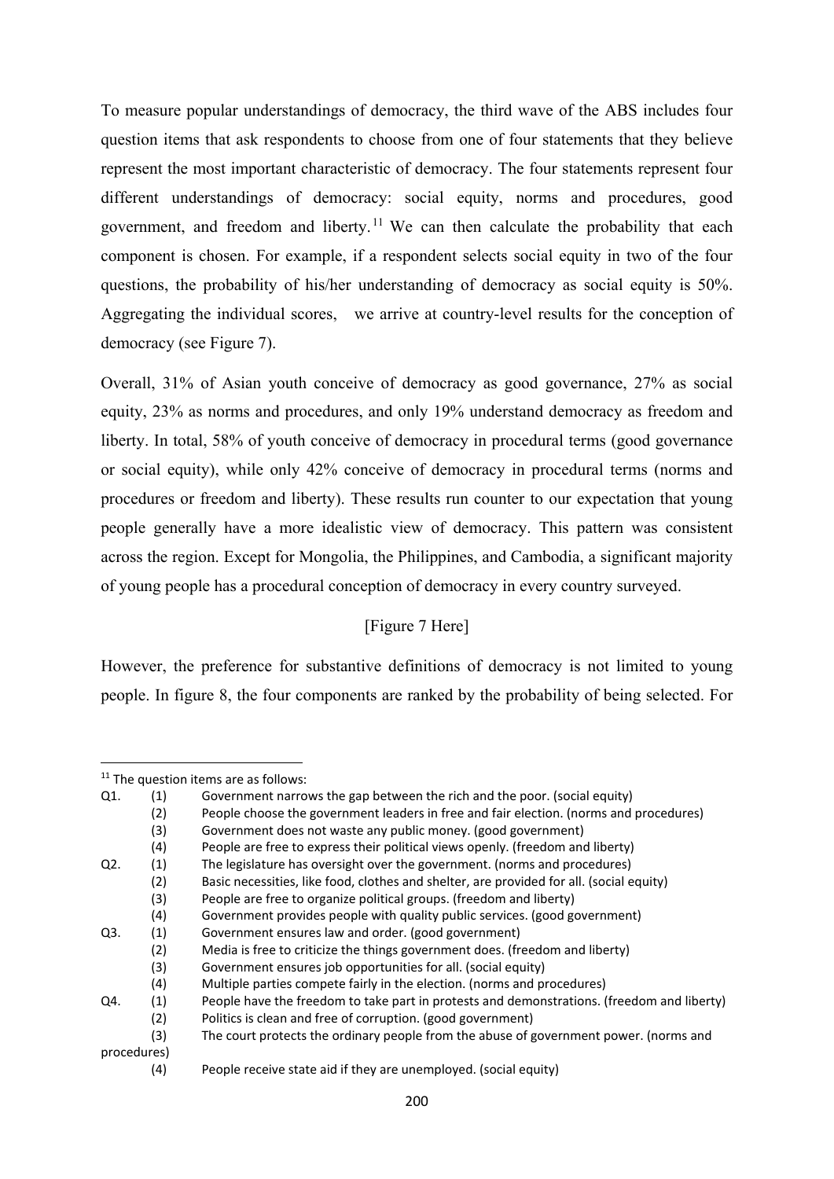To measure popular understandings of democracy, the third wave of the ABS includes four question items that ask respondents to choose from one of four statements that they believe represent the most important characteristic of democracy. The four statements represent four different understandings of democracy: social equity, norms and procedures, good government, and freedom and liberty.[11] We can then calculate the probability that each component is chosen. For example, if a respondent selects social equity in two of the four questions, the probability of his/her understanding of democracy as social equity is 50%. Aggregating the individual scores,  we arrive at country-level results for the conception of democracy (see Figure 7).

Overall, 31% of Asian youth conceive of democracy as good governance, 27% as social equity, 23% as norms and procedures, and only 19% understand democracy as freedom and liberty. In total, 58% of youth conceive of democracy in procedural terms (good governance or social equity), while only 42% conceive of democracy in procedural terms (norms and procedures or freedom and liberty). These results run counter to our expectation that young people generally have a more idealistic view of democracy. This pattern was consistent across the region. Except for Mongolia, the Philippines, and Cambodia, a significant majority of young people has a procedural conception of democracy in every country surveyed.

[Figure 7 Here]

However, the preference for substantive definitions of democracy is not limited to young people. In figure 8, the four components are ranked by the probability of being selected. For

---

[11] The question items are as follows:

Q1.
- (1) Government narrows the gap between the rich and the poor. (social equity)
- (2) People choose the government leaders in free and fair election. (norms and procedures)
- (3) Government does not waste any public money. (good government)
- (4) People are free to express their political views openly. (freedom and liberty)

Q2.
- (1) The legislature has oversight over the government. (norms and procedures)
- (2) Basic necessities, like food, clothes and shelter, are provided for all. (social equity)
- (3) People are free to organize political groups. (freedom and liberty)
- (4) Government provides people with quality public services. (good government)

Q3.
- (1) Government ensures law and order. (good government)
- (2) Media is free to criticize the things government does. (freedom and liberty)
- (3) Government ensures job opportunities for all. (social equity)
- (4) Multiple parties compete fairly in the election. (norms and procedures)

Q4.
- (1) People have the freedom to take part in protests and demonstrations. (freedom and liberty)
- (2) Politics is clean and free of corruption. (good government)
- (3) The court protects the ordinary people from the abuse of government power. (norms and procedures)
- (4) People receive state aid if they are unemployed. (social equity)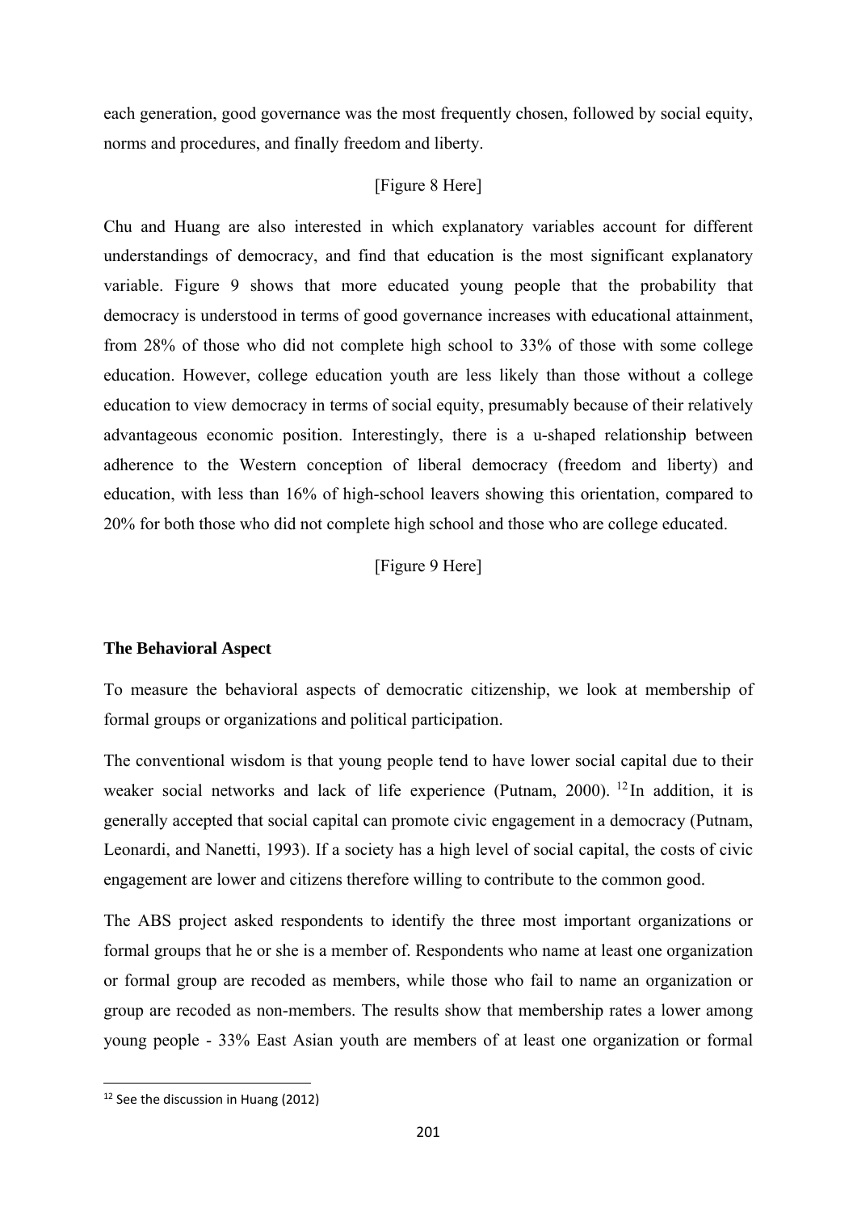each generation, good governance was the most frequently chosen, followed by social equity, norms and procedures, and finally freedom and liberty.

[Figure 8 Here]

Chu and Huang are also interested in which explanatory variables account for different understandings of democracy, and find that education is the most significant explanatory variable. Figure 9 shows that more educated young people that the probability that democracy is understood in terms of good governance increases with educational attainment, from 28% of those who did not complete high school to 33% of those with some college education. However, college education youth are less likely than those without a college education to view democracy in terms of social equity, presumably because of their relatively advantageous economic position. Interestingly, there is a u-shaped relationship between adherence to the Western conception of liberal democracy (freedom and liberty) and education, with less than 16% of high-school leavers showing this orientation, compared to 20% for both those who did not complete high school and those who are college educated.

[Figure 9 Here]

**The Behavioral Aspect**

To measure the behavioral aspects of democratic citizenship, we look at membership of formal groups or organizations and political participation.

The conventional wisdom is that young people tend to have lower social capital due to their weaker social networks and lack of life experience (Putnam, 2000).[12] In addition, it is generally accepted that social capital can promote civic engagement in a democracy (Putnam, Leonardi, and Nanetti, 1993). If a society has a high level of social capital, the costs of civic engagement are lower and citizens therefore willing to contribute to the common good.

The ABS project asked respondents to identify the three most important organizations or formal groups that he or she is a member of. Respondents who name at least one organization or formal group are recoded as members, while those who fail to name an organization or group are recoded as non-members. The results show that membership rates a lower among young people - 33% East Asian youth are members of at least one organization or formal

---

[12] See the discussion in Huang (2012)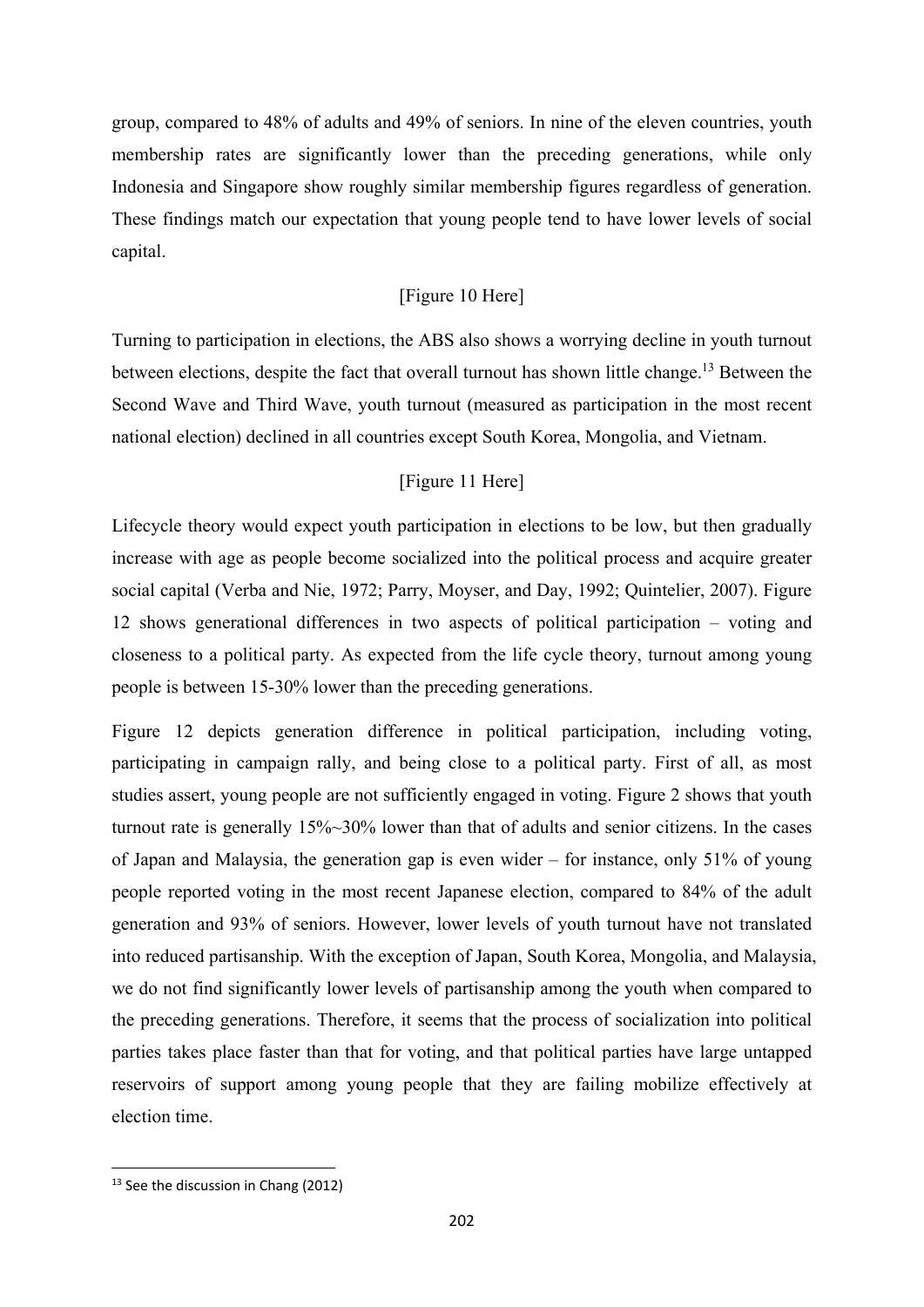group, compared to 48% of adults and 49% of seniors. In nine of the eleven countries, youth membership rates are significantly lower than the preceding generations, while only Indonesia and Singapore show roughly similar membership figures regardless of generation. These findings match our expectation that young people tend to have lower levels of social capital.

[Figure 10 Here]

Turning to participation in elections, the ABS also shows a worrying decline in youth turnout between elections, despite the fact that overall turnout has shown little change.[13] Between the Second Wave and Third Wave, youth turnout (measured as participation in the most recent national election) declined in all countries except South Korea, Mongolia, and Vietnam.

[Figure 11 Here]

Lifecycle theory would expect youth participation in elections to be low, but then gradually increase with age as people become socialized into the political process and acquire greater social capital (Verba and Nie, 1972; Parry, Moyser, and Day, 1992; Quintelier, 2007). Figure 12 shows generational differences in two aspects of political participation – voting and closeness to a political party. As expected from the life cycle theory, turnout among young people is between 15-30% lower than the preceding generations.

Figure 12 depicts generation difference in political participation, including voting, participating in campaign rally, and being close to a political party. First of all, as most studies assert, young people are not sufficiently engaged in voting. Figure 2 shows that youth turnout rate is generally 15%~30% lower than that of adults and senior citizens. In the cases of Japan and Malaysia, the generation gap is even wider – for instance, only 51% of young people reported voting in the most recent Japanese election, compared to 84% of the adult generation and 93% of seniors. However, lower levels of youth turnout have not translated into reduced partisanship. With the exception of Japan, South Korea, Mongolia, and Malaysia, we do not find significantly lower levels of partisanship among the youth when compared to the preceding generations. Therefore, it seems that the process of socialization into political parties takes place faster than that for voting, and that political parties have large untapped reservoirs of support among young people that they are failing mobilize effectively at election time.

[13] See the discussion in Chang (2012)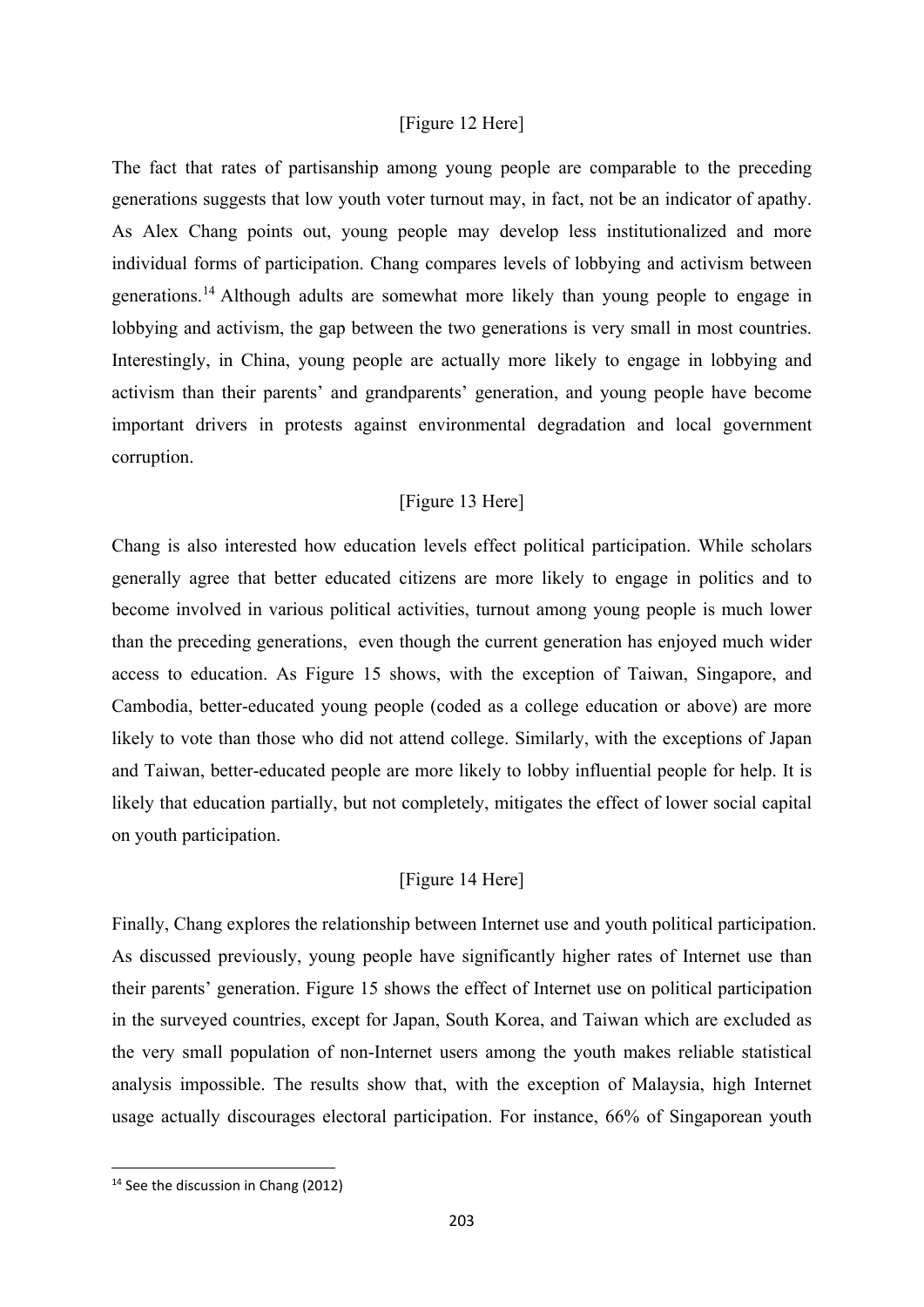[Figure 12 Here]

The fact that rates of partisanship among young people are comparable to the preceding generations suggests that low youth voter turnout may, in fact, not be an indicator of apathy. As Alex Chang points out, young people may develop less institutionalized and more individual forms of participation. Chang compares levels of lobbying and activism between generations.[14] Although adults are somewhat more likely than young people to engage in lobbying and activism, the gap between the two generations is very small in most countries. Interestingly, in China, young people are actually more likely to engage in lobbying and activism than their parents' and grandparents' generation, and young people have become important drivers in protests against environmental degradation and local government corruption.

[Figure 13 Here]

Chang is also interested how education levels effect political participation. While scholars generally agree that better educated citizens are more likely to engage in politics and to become involved in various political activities, turnout among young people is much lower than the preceding generations, even though the current generation has enjoyed much wider access to education. As Figure 15 shows, with the exception of Taiwan, Singapore, and Cambodia, better-educated young people (coded as a college education or above) are more likely to vote than those who did not attend college. Similarly, with the exceptions of Japan and Taiwan, better-educated people are more likely to lobby influential people for help. It is likely that education partially, but not completely, mitigates the effect of lower social capital on youth participation.

[Figure 14 Here]

Finally, Chang explores the relationship between Internet use and youth political participation. As discussed previously, young people have significantly higher rates of Internet use than their parents' generation. Figure 15 shows the effect of Internet use on political participation in the surveyed countries, except for Japan, South Korea, and Taiwan which are excluded as the very small population of non-Internet users among the youth makes reliable statistical analysis impossible. The results show that, with the exception of Malaysia, high Internet usage actually discourages electoral participation. For instance, 66% of Singaporean youth

[14] See the discussion in Chang (2012)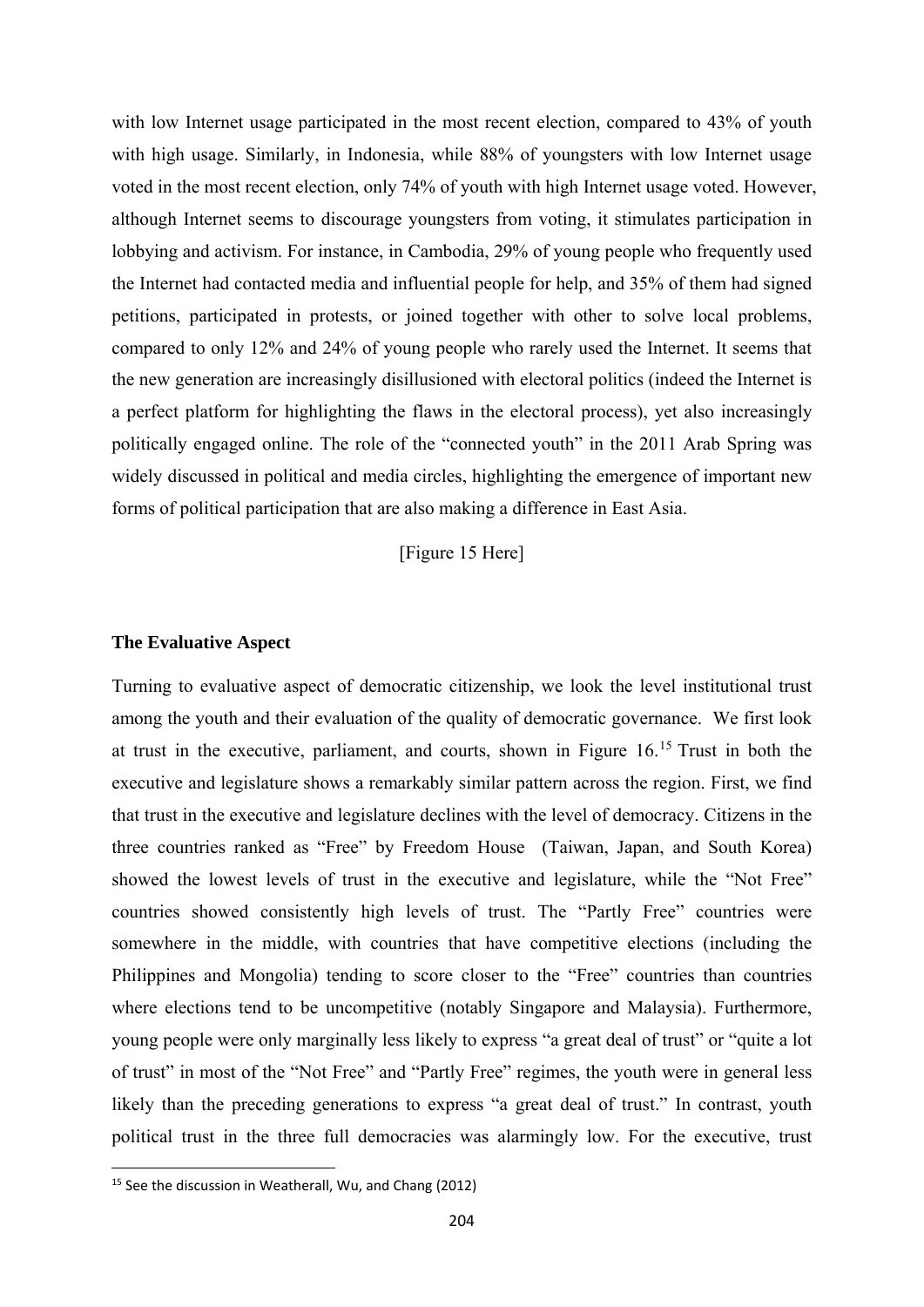with low Internet usage participated in the most recent election, compared to 43% of youth with high usage. Similarly, in Indonesia, while 88% of youngsters with low Internet usage voted in the most recent election, only 74% of youth with high Internet usage voted. However, although Internet seems to discourage youngsters from voting, it stimulates participation in lobbying and activism. For instance, in Cambodia, 29% of young people who frequently used the Internet had contacted media and influential people for help, and 35% of them had signed petitions, participated in protests, or joined together with other to solve local problems, compared to only 12% and 24% of young people who rarely used the Internet. It seems that the new generation are increasingly disillusioned with electoral politics (indeed the Internet is a perfect platform for highlighting the flaws in the electoral process), yet also increasingly politically engaged online. The role of the "connected youth" in the 2011 Arab Spring was widely discussed in political and media circles, highlighting the emergence of important new forms of political participation that are also making a difference in East Asia.

[Figure 15 Here]

### The Evaluative Aspect

Turning to evaluative aspect of democratic citizenship, we look the level institutional trust among the youth and their evaluation of the quality of democratic governance. We first look at trust in the executive, parliament, and courts, shown in Figure 16.[15] Trust in both the executive and legislature shows a remarkably similar pattern across the region. First, we find that trust in the executive and legislature declines with the level of democracy. Citizens in the three countries ranked as "Free" by Freedom House (Taiwan, Japan, and South Korea) showed the lowest levels of trust in the executive and legislature, while the "Not Free" countries showed consistently high levels of trust. The "Partly Free" countries were somewhere in the middle, with countries that have competitive elections (including the Philippines and Mongolia) tending to score closer to the "Free" countries than countries where elections tend to be uncompetitive (notably Singapore and Malaysia). Furthermore, young people were only marginally less likely to express "a great deal of trust" or "quite a lot of trust" in most of the "Not Free" and "Partly Free" regimes, the youth were in general less likely than the preceding generations to express "a great deal of trust." In contrast, youth political trust in the three full democracies was alarmingly low. For the executive, trust

[15] See the discussion in Weatherall, Wu, and Chang (2012)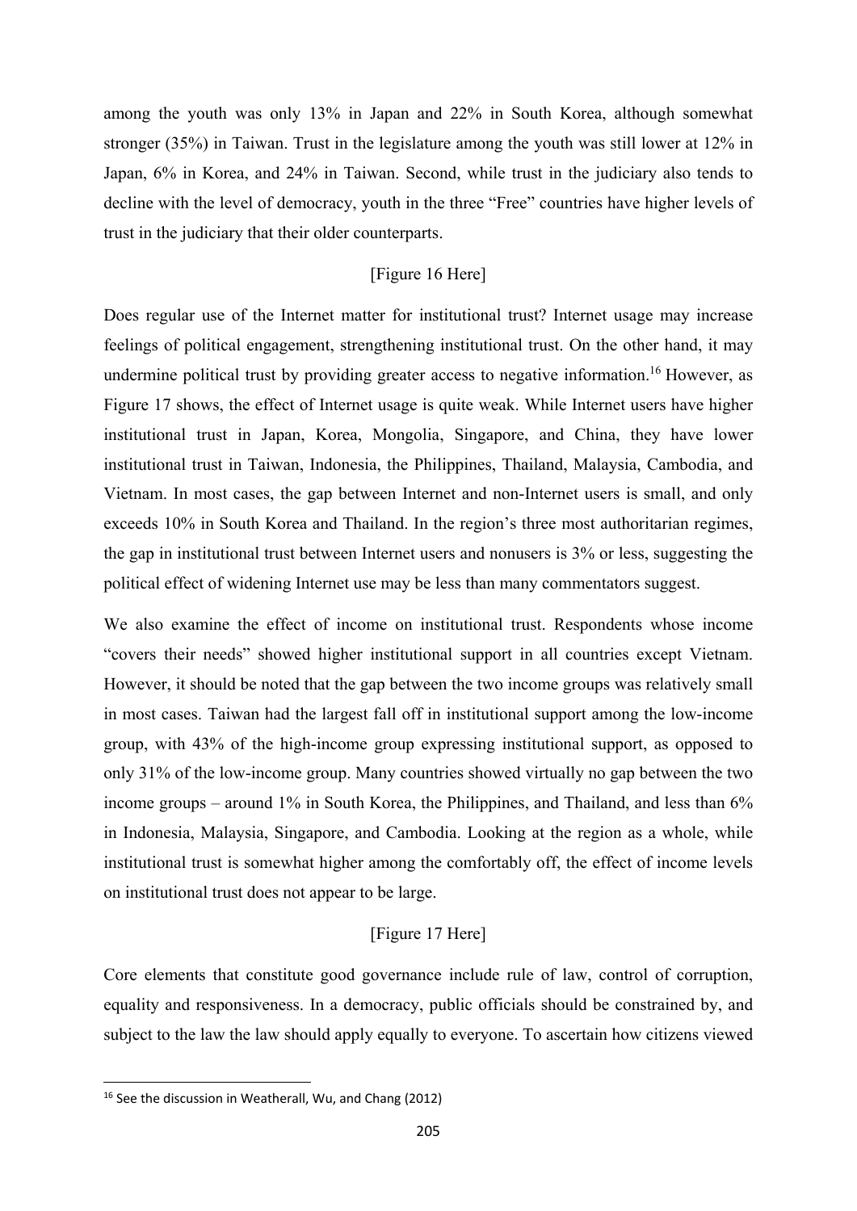among the youth was only 13% in Japan and 22% in South Korea, although somewhat stronger (35%) in Taiwan. Trust in the legislature among the youth was still lower at 12% in Japan, 6% in Korea, and 24% in Taiwan. Second, while trust in the judiciary also tends to decline with the level of democracy, youth in the three "Free" countries have higher levels of trust in the judiciary that their older counterparts.

[Figure 16 Here]

Does regular use of the Internet matter for institutional trust? Internet usage may increase feelings of political engagement, strengthening institutional trust. On the other hand, it may undermine political trust by providing greater access to negative information.[16] However, as Figure 17 shows, the effect of Internet usage is quite weak. While Internet users have higher institutional trust in Japan, Korea, Mongolia, Singapore, and China, they have lower institutional trust in Taiwan, Indonesia, the Philippines, Thailand, Malaysia, Cambodia, and Vietnam. In most cases, the gap between Internet and non-Internet users is small, and only exceeds 10% in South Korea and Thailand. In the region's three most authoritarian regimes, the gap in institutional trust between Internet users and nonusers is 3% or less, suggesting the political effect of widening Internet use may be less than many commentators suggest.

We also examine the effect of income on institutional trust. Respondents whose income "covers their needs" showed higher institutional support in all countries except Vietnam. However, it should be noted that the gap between the two income groups was relatively small in most cases. Taiwan had the largest fall off in institutional support among the low-income group, with 43% of the high-income group expressing institutional support, as opposed to only 31% of the low-income group. Many countries showed virtually no gap between the two income groups – around 1% in South Korea, the Philippines, and Thailand, and less than 6% in Indonesia, Malaysia, Singapore, and Cambodia. Looking at the region as a whole, while institutional trust is somewhat higher among the comfortably off, the effect of income levels on institutional trust does not appear to be large.

[Figure 17 Here]

Core elements that constitute good governance include rule of law, control of corruption, equality and responsiveness. In a democracy, public officials should be constrained by, and subject to the law the law should apply equally to everyone. To ascertain how citizens viewed

[16] See the discussion in Weatherall, Wu, and Chang (2012)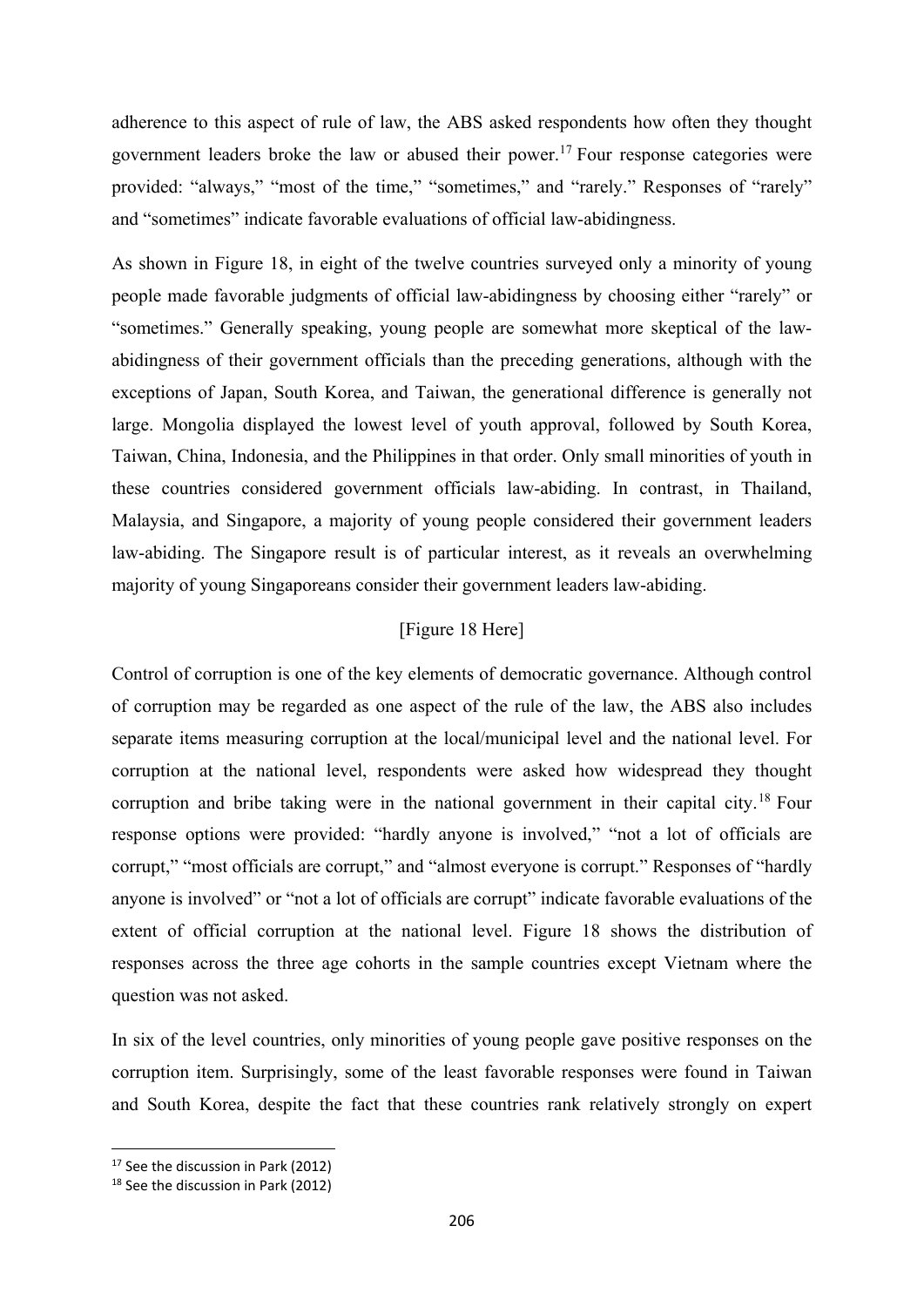adherence to this aspect of rule of law, the ABS asked respondents how often they thought government leaders broke the law or abused their power.[17] Four response categories were provided: "always," "most of the time," "sometimes," and "rarely." Responses of "rarely" and "sometimes" indicate favorable evaluations of official law-abidingness.

As shown in Figure 18, in eight of the twelve countries surveyed only a minority of young people made favorable judgments of official law-abidingness by choosing either "rarely" or "sometimes." Generally speaking, young people are somewhat more skeptical of the law-abidingness of their government officials than the preceding generations, although with the exceptions of Japan, South Korea, and Taiwan, the generational difference is generally not large. Mongolia displayed the lowest level of youth approval, followed by South Korea, Taiwan, China, Indonesia, and the Philippines in that order. Only small minorities of youth in these countries considered government officials law-abiding. In contrast, in Thailand, Malaysia, and Singapore, a majority of young people considered their government leaders law-abiding. The Singapore result is of particular interest, as it reveals an overwhelming majority of young Singaporeans consider their government leaders law-abiding.

[Figure 18 Here]

Control of corruption is one of the key elements of democratic governance. Although control of corruption may be regarded as one aspect of the rule of the law, the ABS also includes separate items measuring corruption at the local/municipal level and the national level. For corruption at the national level, respondents were asked how widespread they thought corruption and bribe taking were in the national government in their capital city.[18] Four response options were provided: "hardly anyone is involved," "not a lot of officials are corrupt," "most officials are corrupt," and "almost everyone is corrupt." Responses of "hardly anyone is involved" or "not a lot of officials are corrupt" indicate favorable evaluations of the extent of official corruption at the national level. Figure 18 shows the distribution of responses across the three age cohorts in the sample countries except Vietnam where the question was not asked.

In six of the level countries, only minorities of young people gave positive responses on the corruption item. Surprisingly, some of the least favorable responses were found in Taiwan and South Korea, despite the fact that these countries rank relatively strongly on expert

[17] See the discussion in Park (2012)

[18] See the discussion in Park (2012)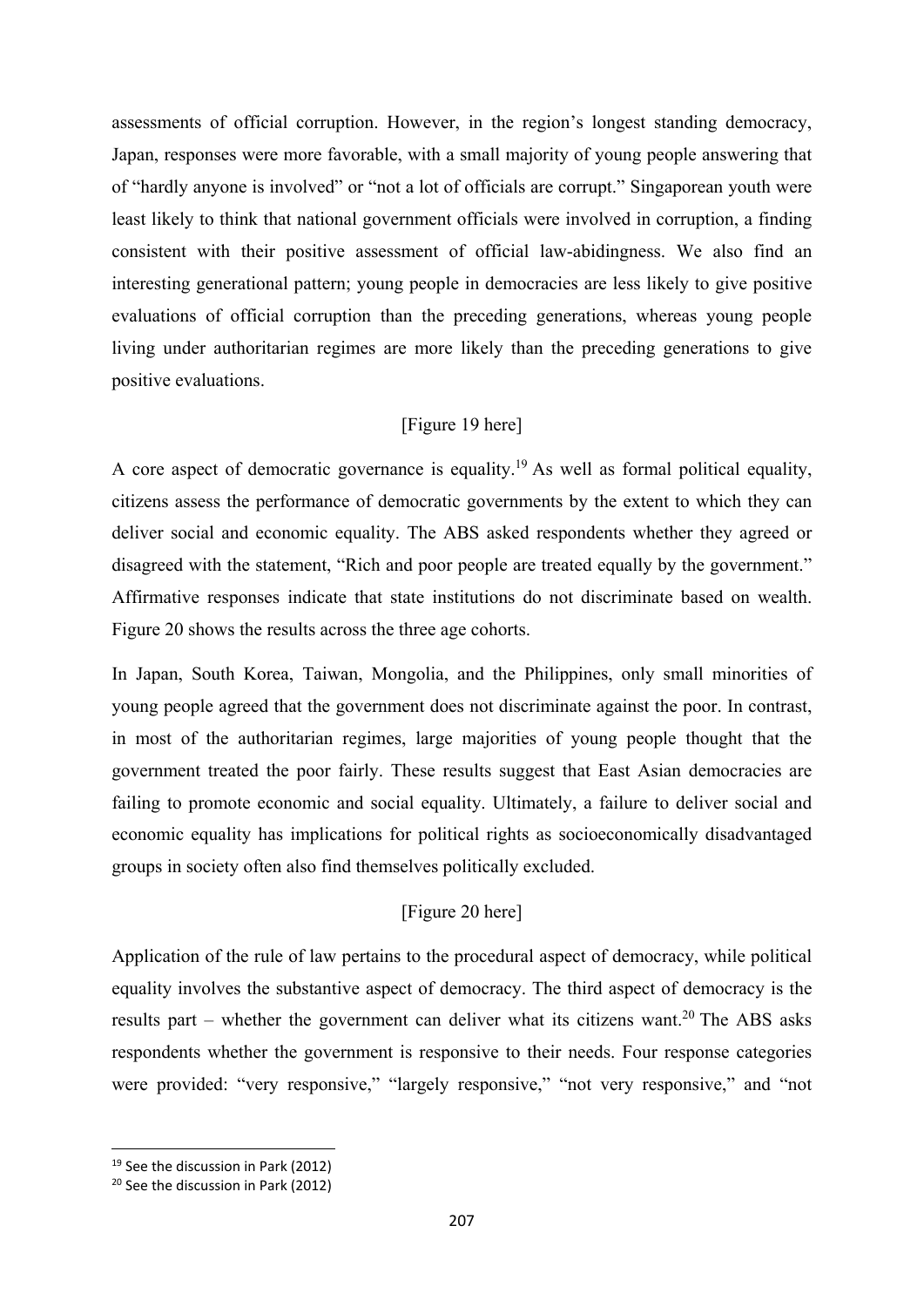assessments of official corruption. However, in the region's longest standing democracy, Japan, responses were more favorable, with a small majority of young people answering that of "hardly anyone is involved" or "not a lot of officials are corrupt." Singaporean youth were least likely to think that national government officials were involved in corruption, a finding consistent with their positive assessment of official law-abidingness. We also find an interesting generational pattern; young people in democracies are less likely to give positive evaluations of official corruption than the preceding generations, whereas young people living under authoritarian regimes are more likely than the preceding generations to give positive evaluations.

[Figure 19 here]

A core aspect of democratic governance is equality.[19] As well as formal political equality, citizens assess the performance of democratic governments by the extent to which they can deliver social and economic equality. The ABS asked respondents whether they agreed or disagreed with the statement, "Rich and poor people are treated equally by the government." Affirmative responses indicate that state institutions do not discriminate based on wealth. Figure 20 shows the results across the three age cohorts.

In Japan, South Korea, Taiwan, Mongolia, and the Philippines, only small minorities of young people agreed that the government does not discriminate against the poor. In contrast, in most of the authoritarian regimes, large majorities of young people thought that the government treated the poor fairly. These results suggest that East Asian democracies are failing to promote economic and social equality. Ultimately, a failure to deliver social and economic equality has implications for political rights as socioeconomically disadvantaged groups in society often also find themselves politically excluded.

[Figure 20 here]

Application of the rule of law pertains to the procedural aspect of democracy, while political equality involves the substantive aspect of democracy. The third aspect of democracy is the results part – whether the government can deliver what its citizens want.[20] The ABS asks respondents whether the government is responsive to their needs. Four response categories were provided: "very responsive," "largely responsive," "not very responsive," and "not

[19] See the discussion in Park (2012)

[20] See the discussion in Park (2012)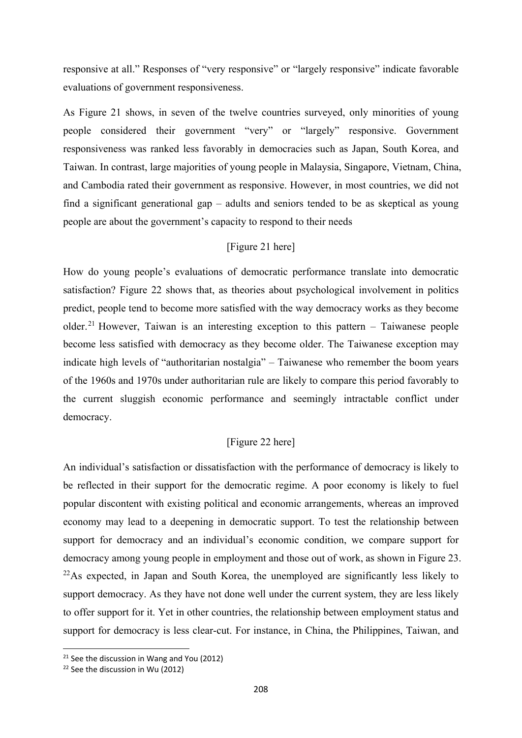responsive at all." Responses of "very responsive" or "largely responsive" indicate favorable evaluations of government responsiveness.

As Figure 21 shows, in seven of the twelve countries surveyed, only minorities of young people considered their government "very" or "largely" responsive. Government responsiveness was ranked less favorably in democracies such as Japan, South Korea, and Taiwan. In contrast, large majorities of young people in Malaysia, Singapore, Vietnam, China, and Cambodia rated their government as responsive. However, in most countries, we did not find a significant generational gap – adults and seniors tended to be as skeptical as young people are about the government's capacity to respond to their needs

[Figure 21 here]

How do young people's evaluations of democratic performance translate into democratic satisfaction? Figure 22 shows that, as theories about psychological involvement in politics predict, people tend to become more satisfied with the way democracy works as they become older.[21] However, Taiwan is an interesting exception to this pattern – Taiwanese people become less satisfied with democracy as they become older. The Taiwanese exception may indicate high levels of "authoritarian nostalgia" – Taiwanese who remember the boom years of the 1960s and 1970s under authoritarian rule are likely to compare this period favorably to the current sluggish economic performance and seemingly intractable conflict under democracy.

[Figure 22 here]

An individual's satisfaction or dissatisfaction with the performance of democracy is likely to be reflected in their support for the democratic regime. A poor economy is likely to fuel popular discontent with existing political and economic arrangements, whereas an improved economy may lead to a deepening in democratic support. To test the relationship between support for democracy and an individual's economic condition, we compare support for democracy among young people in employment and those out of work, as shown in Figure 23. [22]As expected, in Japan and South Korea, the unemployed are significantly less likely to support democracy. As they have not done well under the current system, they are less likely to offer support for it. Yet in other countries, the relationship between employment status and support for democracy is less clear-cut. For instance, in China, the Philippines, Taiwan, and

[21] See the discussion in Wang and You (2012)

[22] See the discussion in Wu (2012)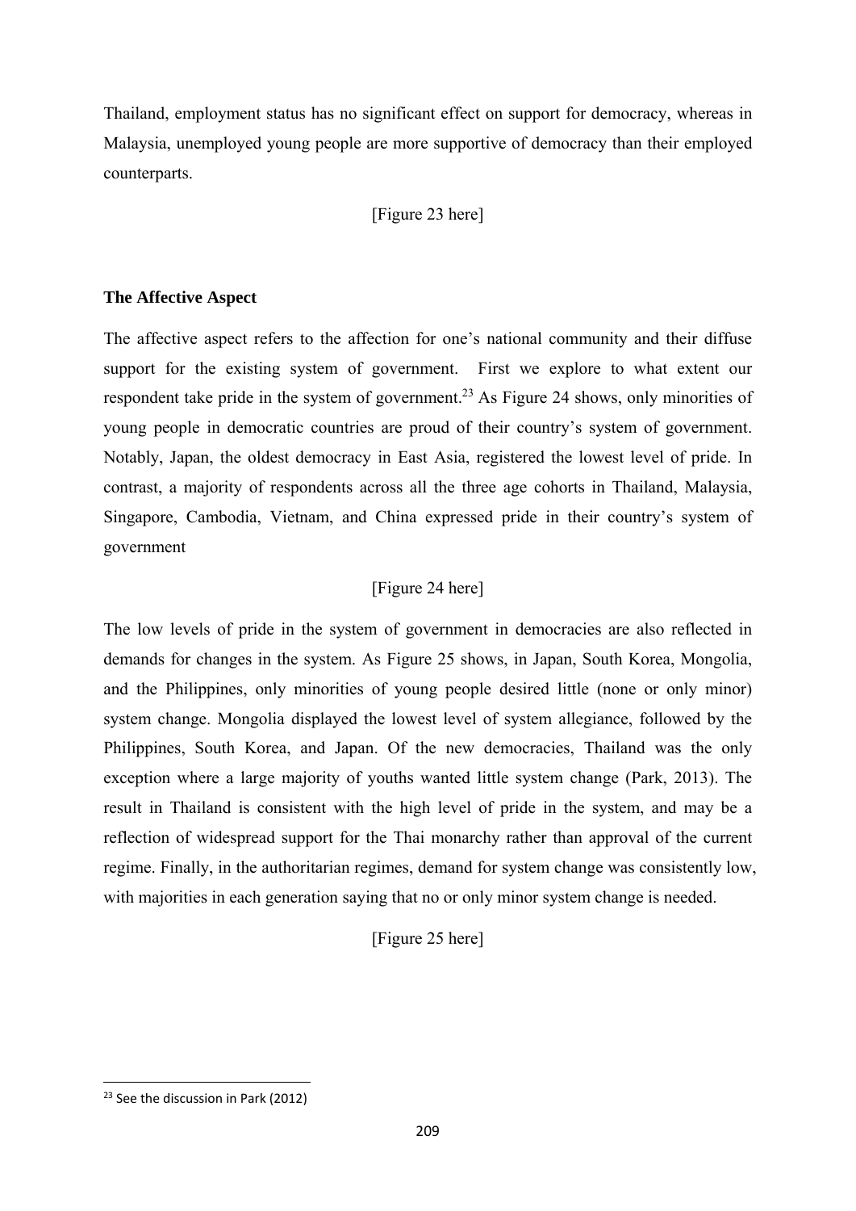Thailand, employment status has no significant effect on support for democracy, whereas in Malaysia, unemployed young people are more supportive of democracy than their employed counterparts.

[Figure 23 here]

**The Affective Aspect**

The affective aspect refers to the affection for one's national community and their diffuse support for the existing system of government. First we explore to what extent our respondent take pride in the system of government.[23] As Figure 24 shows, only minorities of young people in democratic countries are proud of their country's system of government. Notably, Japan, the oldest democracy in East Asia, registered the lowest level of pride. In contrast, a majority of respondents across all the three age cohorts in Thailand, Malaysia, Singapore, Cambodia, Vietnam, and China expressed pride in their country's system of government

[Figure 24 here]

The low levels of pride in the system of government in democracies are also reflected in demands for changes in the system. As Figure 25 shows, in Japan, South Korea, Mongolia, and the Philippines, only minorities of young people desired little (none or only minor) system change. Mongolia displayed the lowest level of system allegiance, followed by the Philippines, South Korea, and Japan. Of the new democracies, Thailand was the only exception where a large majority of youths wanted little system change (Park, 2013). The result in Thailand is consistent with the high level of pride in the system, and may be a reflection of widespread support for the Thai monarchy rather than approval of the current regime. Finally, in the authoritarian regimes, demand for system change was consistently low, with majorities in each generation saying that no or only minor system change is needed.

[Figure 25 here]

[23] See the discussion in Park (2012)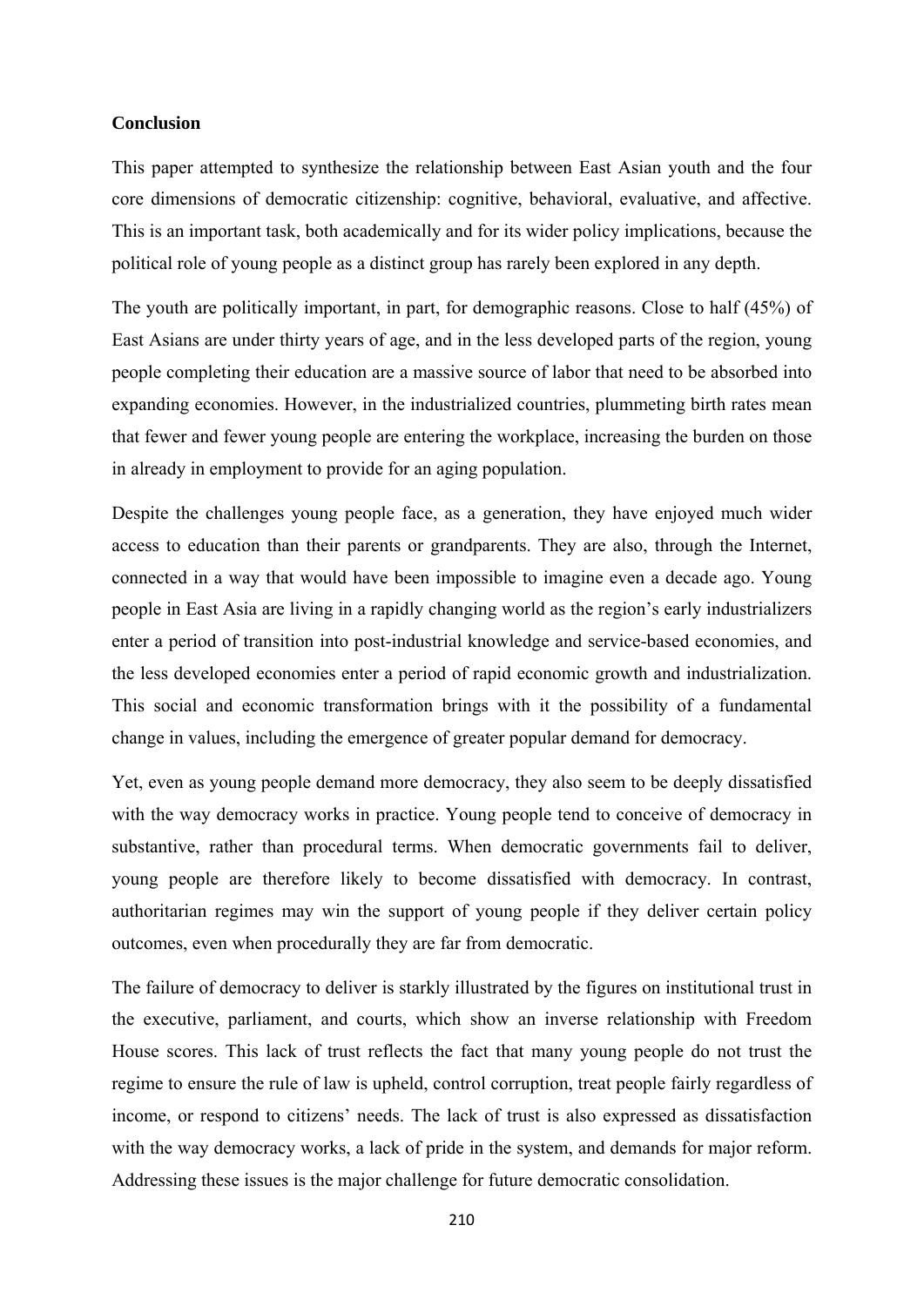**Conclusion**

This paper attempted to synthesize the relationship between East Asian youth and the four core dimensions of democratic citizenship: cognitive, behavioral, evaluative, and affective. This is an important task, both academically and for its wider policy implications, because the political role of young people as a distinct group has rarely been explored in any depth.

The youth are politically important, in part, for demographic reasons. Close to half (45%) of East Asians are under thirty years of age, and in the less developed parts of the region, young people completing their education are a massive source of labor that need to be absorbed into expanding economies. However, in the industrialized countries, plummeting birth rates mean that fewer and fewer young people are entering the workplace, increasing the burden on those in already in employment to provide for an aging population.

Despite the challenges young people face, as a generation, they have enjoyed much wider access to education than their parents or grandparents. They are also, through the Internet, connected in a way that would have been impossible to imagine even a decade ago. Young people in East Asia are living in a rapidly changing world as the region's early industrializers enter a period of transition into post-industrial knowledge and service-based economies, and the less developed economies enter a period of rapid economic growth and industrialization. This social and economic transformation brings with it the possibility of a fundamental change in values, including the emergence of greater popular demand for democracy.

Yet, even as young people demand more democracy, they also seem to be deeply dissatisfied with the way democracy works in practice. Young people tend to conceive of democracy in substantive, rather than procedural terms. When democratic governments fail to deliver, young people are therefore likely to become dissatisfied with democracy. In contrast, authoritarian regimes may win the support of young people if they deliver certain policy outcomes, even when procedurally they are far from democratic.

The failure of democracy to deliver is starkly illustrated by the figures on institutional trust in the executive, parliament, and courts, which show an inverse relationship with Freedom House scores. This lack of trust reflects the fact that many young people do not trust the regime to ensure the rule of law is upheld, control corruption, treat people fairly regardless of income, or respond to citizens' needs. The lack of trust is also expressed as dissatisfaction with the way democracy works, a lack of pride in the system, and demands for major reform. Addressing these issues is the major challenge for future democratic consolidation.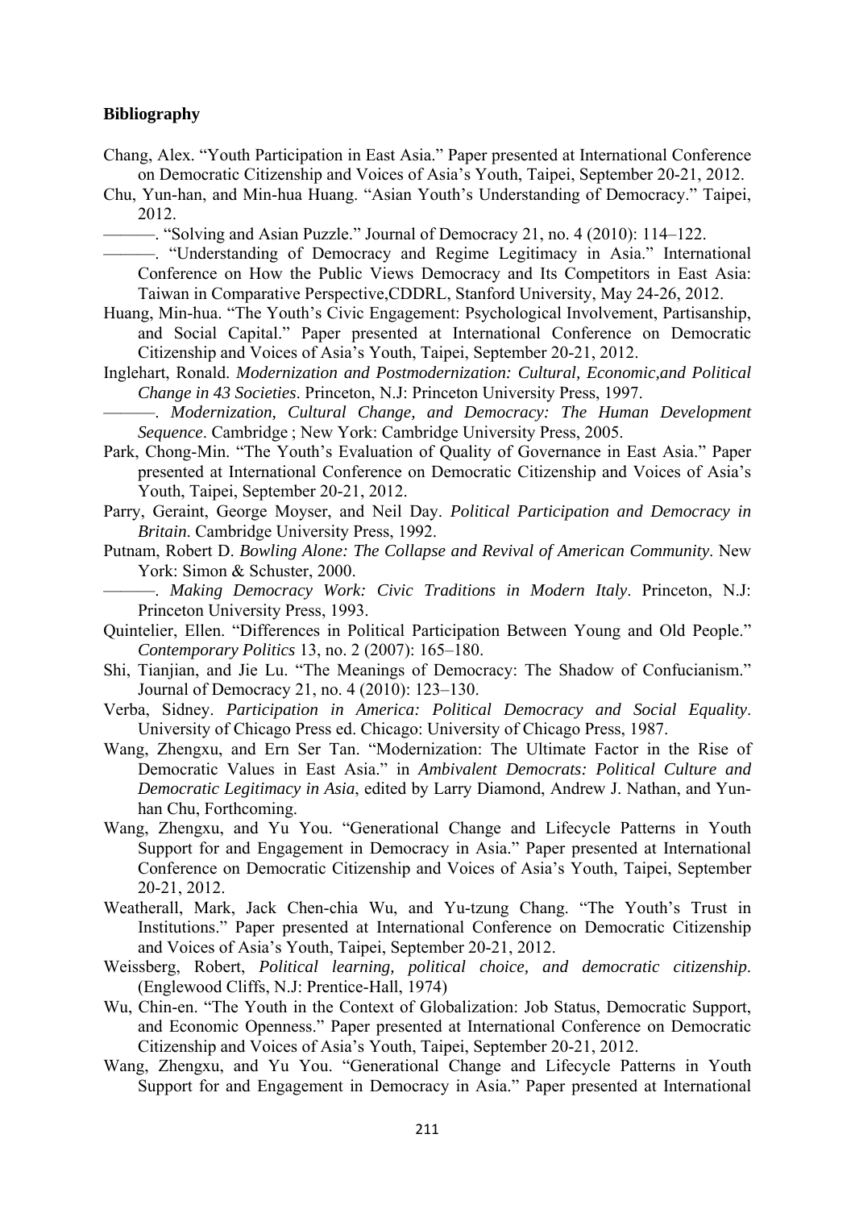**Bibliography**

Chang, Alex. "Youth Participation in East Asia." Paper presented at International Conference on Democratic Citizenship and Voices of Asia's Youth, Taipei, September 20-21, 2012.

Chu, Yun-han, and Min-hua Huang. "Asian Youth's Understanding of Democracy." Taipei, 2012.

———. "Solving and Asian Puzzle." Journal of Democracy 21, no. 4 (2010): 114–122.

———. "Understanding of Democracy and Regime Legitimacy in Asia." International Conference on How the Public Views Democracy and Its Competitors in East Asia: Taiwan in Comparative Perspective,CDDRL, Stanford University, May 24-26, 2012.

Huang, Min-hua. "The Youth's Civic Engagement: Psychological Involvement, Partisanship, and Social Capital." Paper presented at International Conference on Democratic Citizenship and Voices of Asia's Youth, Taipei, September 20-21, 2012.

Inglehart, Ronald. *Modernization and Postmodernization: Cultural, Economic,and Political Change in 43 Societies*. Princeton, N.J: Princeton University Press, 1997.

———. *Modernization, Cultural Change, and Democracy: The Human Development Sequence*. Cambridge ; New York: Cambridge University Press, 2005.

Park, Chong-Min. "The Youth's Evaluation of Quality of Governance in East Asia." Paper presented at International Conference on Democratic Citizenship and Voices of Asia's Youth, Taipei, September 20-21, 2012.

Parry, Geraint, George Moyser, and Neil Day. *Political Participation and Democracy in Britain*. Cambridge University Press, 1992.

Putnam, Robert D. *Bowling Alone: The Collapse and Revival of American Community*. New York: Simon & Schuster, 2000.

———. *Making Democracy Work: Civic Traditions in Modern Italy*. Princeton, N.J: Princeton University Press, 1993.

Quintelier, Ellen. "Differences in Political Participation Between Young and Old People." *Contemporary Politics* 13, no. 2 (2007): 165–180.

Shi, Tianjian, and Jie Lu. "The Meanings of Democracy: The Shadow of Confucianism." Journal of Democracy 21, no. 4 (2010): 123–130.

Verba, Sidney. *Participation in America: Political Democracy and Social Equality*. University of Chicago Press ed. Chicago: University of Chicago Press, 1987.

Wang, Zhengxu, and Ern Ser Tan. "Modernization: The Ultimate Factor in the Rise of Democratic Values in East Asia." in *Ambivalent Democrats: Political Culture and Democratic Legitimacy in Asia*, edited by Larry Diamond, Andrew J. Nathan, and Yun-han Chu, Forthcoming.

Wang, Zhengxu, and Yu You. "Generational Change and Lifecycle Patterns in Youth Support for and Engagement in Democracy in Asia." Paper presented at International Conference on Democratic Citizenship and Voices of Asia's Youth, Taipei, September 20-21, 2012.

Weatherall, Mark, Jack Chen-chia Wu, and Yu-tzung Chang. "The Youth's Trust in Institutions." Paper presented at International Conference on Democratic Citizenship and Voices of Asia's Youth, Taipei, September 20-21, 2012.

Weissberg, Robert, *Political learning, political choice, and democratic citizenship*. (Englewood Cliffs, N.J: Prentice-Hall, 1974)

Wu, Chin-en. "The Youth in the Context of Globalization: Job Status, Democratic Support, and Economic Openness." Paper presented at International Conference on Democratic Citizenship and Voices of Asia's Youth, Taipei, September 20-21, 2012.

Wang, Zhengxu, and Yu You. "Generational Change and Lifecycle Patterns in Youth Support for and Engagement in Democracy in Asia." Paper presented at International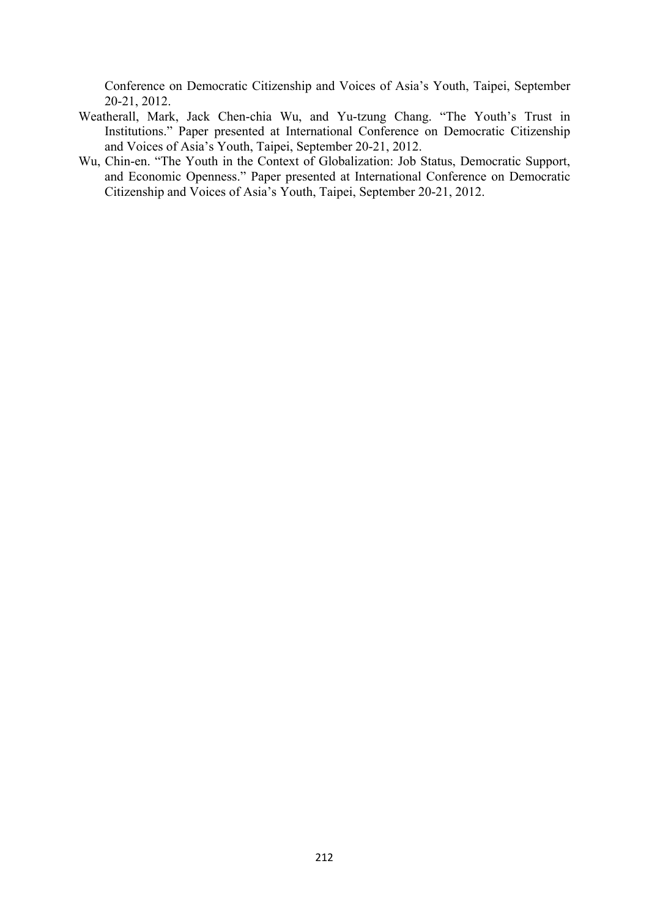Conference on Democratic Citizenship and Voices of Asia's Youth, Taipei, September 20-21, 2012.

Weatherall, Mark, Jack Chen-chia Wu, and Yu-tzung Chang. "The Youth's Trust in Institutions." Paper presented at International Conference on Democratic Citizenship and Voices of Asia's Youth, Taipei, September 20-21, 2012.

Wu, Chin-en. "The Youth in the Context of Globalization: Job Status, Democratic Support, and Economic Openness." Paper presented at International Conference on Democratic Citizenship and Voices of Asia's Youth, Taipei, September 20-21, 2012.